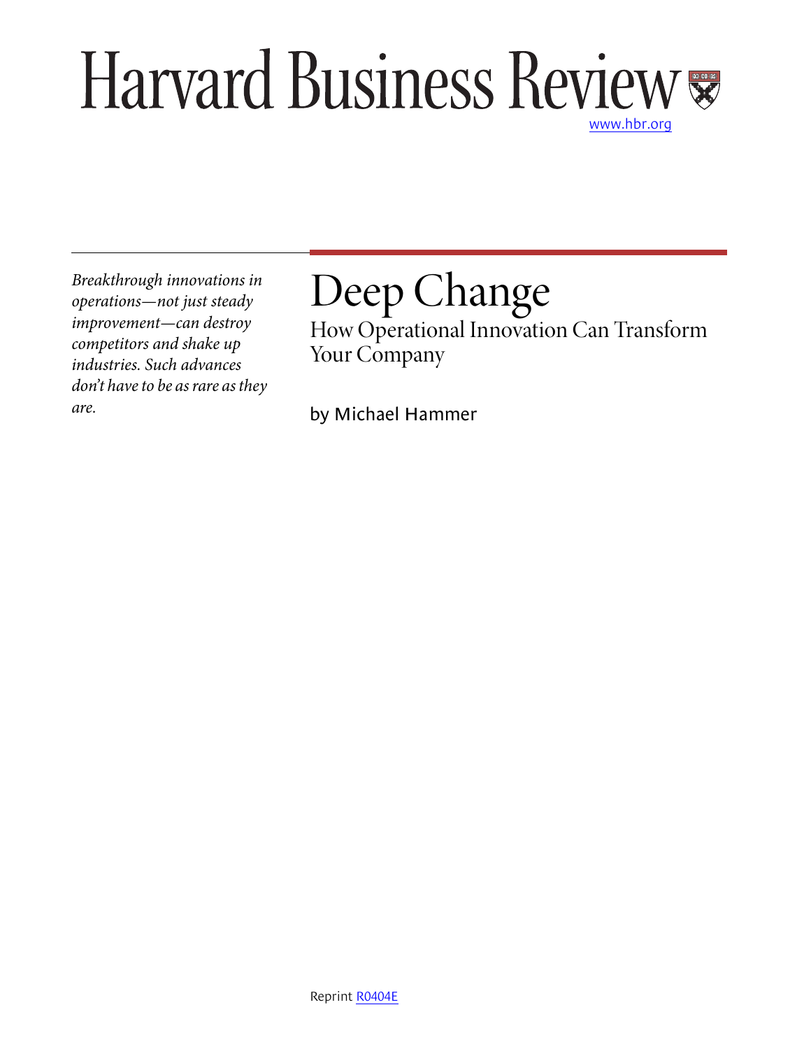# Harvard Business Review

www.hbr.org

*Breakthrough innovations in operations—not just steady improvement—can destroy competitors and shake up industries. Such advances don't have to be as rare as they are.*

# Deep Change

## How Operational Innovation Can Transform Your Company

by Michael Hammer

Reprint R0404E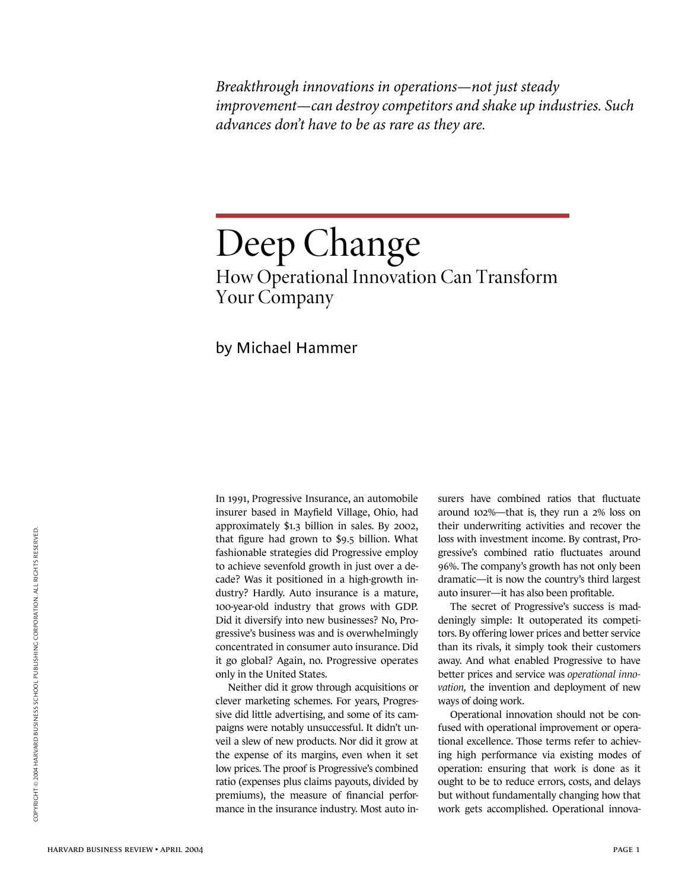*Breakthrough innovations in operations—not just steady improvement—can destroy competitors and shake up industries. Such advances don't have to be as rare as they are.*

# Deep Change

## How Operational Innovation Can Transform Your Company

by Michael Hammer

In 1991, Progressive Insurance, an automobile insurer based in Mayfield Village, Ohio, had approximately $1.3 billion in sales. By 2002, that figure had grown to $9.5 billion. What fashionable strategies did Progressive employ to achieve sevenfold growth in just over a decade? Was it positioned in a high-growth industry? Hardly. Auto insurance is a mature, 100-year-old industry that grows with GDP. Did it diversify into new businesses? No, Progressive's business was and is overwhelmingly concentrated in consumer auto insurance. Did it go global? Again, no. Progressive operates only in the United States.

Neither did it grow through acquisitions or clever marketing schemes. For years, Progressive did little advertising, and some of its campaigns were notably unsuccessful. It didn't unveil a slew of new products. Nor did it grow at the expense of its margins, even when it set low prices. The proof is Progressive's combined ratio (expenses plus claims payouts, divided by premiums), the measure of financial performance in the insurance industry. Most auto insurers have combined ratios that fluctuate around 102%—that is, they run a 2% loss on their underwriting activities and recover the loss with investment income. By contrast, Progressive's combined ratio fluctuates around 96%. The company's growth has not only been dramatic—it is now the country's third largest auto insurer—it has also been profitable.

The secret of Progressive's success is maddeningly simple: It outoperated its competitors. By offering lower prices and better service than its rivals, it simply took their customers away. And what enabled Progressive to have better prices and service was *operational innovation,* the invention and deployment of new ways of doing work.

Operational innovation should not be confused with operational improvement or operational excellence. Those terms refer to achieving high performance via existing modes of operation: ensuring that work is done as it ought to be to reduce errors, costs, and delays but without fundamentally changing how that work gets accomplished. Operational innova-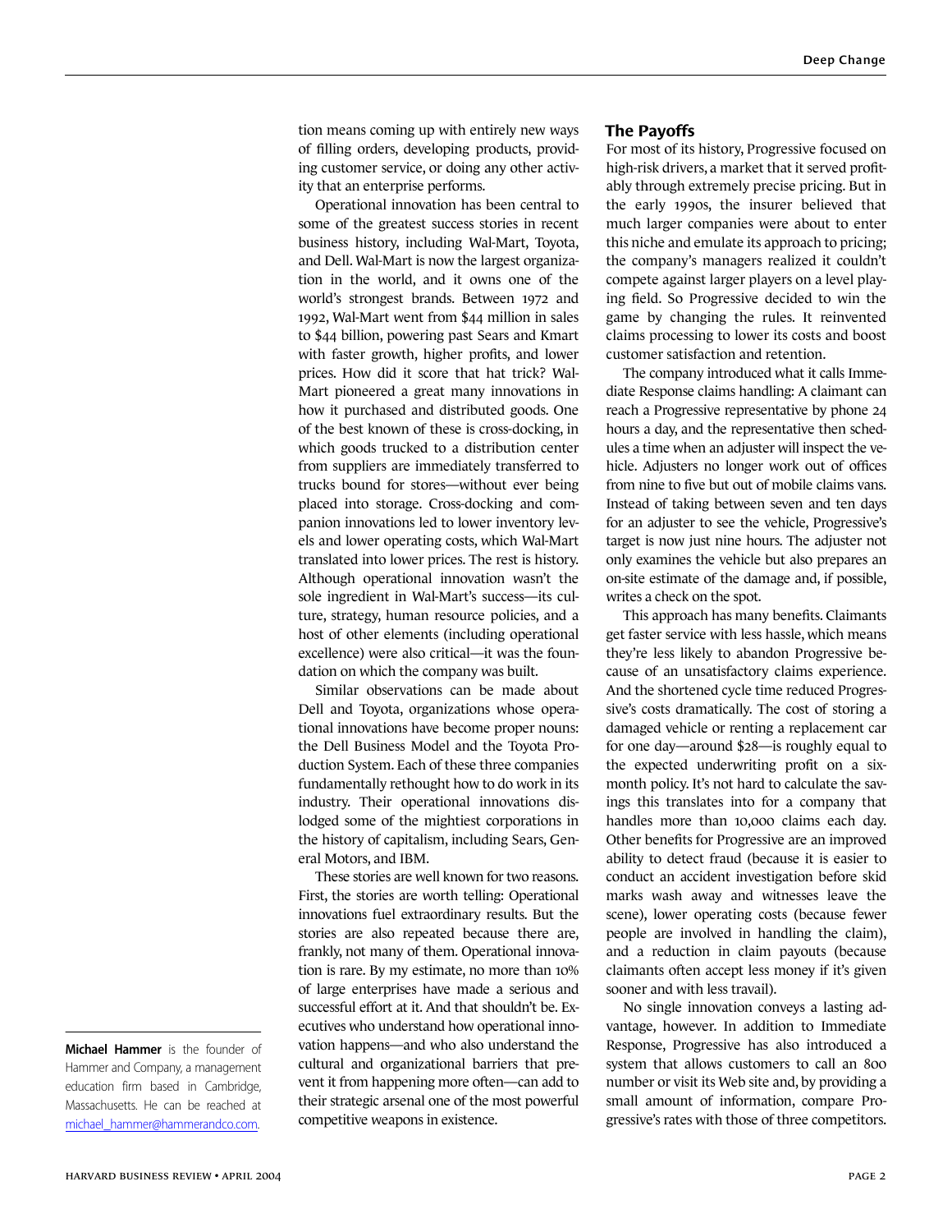tion means coming up with entirely new ways of filling orders, developing products, providing customer service, or doing any other activity that an enterprise performs.

Operational innovation has been central to some of the greatest success stories in recent business history, including Wal-Mart, Toyota, and Dell. Wal-Mart is now the largest organization in the world, and it owns one of the world's strongest brands. Between 1972 and 1992, Wal-Mart went from $44 million in sales to $44 billion, powering past Sears and Kmart with faster growth, higher profits, and lower prices. How did it score that hat trick? Wal-Mart pioneered a great many innovations in how it purchased and distributed goods. One of the best known of these is cross-docking, in which goods trucked to a distribution center from suppliers are immediately transferred to trucks bound for stores—without ever being placed into storage. Cross-docking and companion innovations led to lower inventory levels and lower operating costs, which Wal-Mart translated into lower prices. The rest is history. Although operational innovation wasn't the sole ingredient in Wal-Mart's success—its culture, strategy, human resource policies, and a host of other elements (including operational excellence) were also critical—it was the foundation on which the company was built.

Similar observations can be made about Dell and Toyota, organizations whose operational innovations have become proper nouns: the Dell Business Model and the Toyota Production System. Each of these three companies fundamentally rethought how to do work in its industry. Their operational innovations dislodged some of the mightiest corporations in the history of capitalism, including Sears, General Motors, and IBM.

These stories are well known for two reasons. First, the stories are worth telling: Operational innovations fuel extraordinary results. But the stories are also repeated because there are, frankly, not many of them. Operational innovation is rare. By my estimate, no more than 10% of large enterprises have made a serious and successful effort at it. And that shouldn't be. Executives who understand how operational innovation happens—and who also understand the cultural and organizational barriers that prevent it from happening more often—can add to their strategic arsenal one of the most powerful competitive weapons in existence.

**Michael Hammer** is the founder of Hammer and Company, a management education firm based in Cambridge, Massachusetts. He can be reached at michael_hammer@hammerandco.com.

## The Payoffs

For most of its history, Progressive focused on high-risk drivers, a market that it served profitably through extremely precise pricing. But in the early 1990s, the insurer believed that much larger companies were about to enter this niche and emulate its approach to pricing; the company's managers realized it couldn't compete against larger players on a level playing field. So Progressive decided to win the game by changing the rules. It reinvented claims processing to lower its costs and boost customer satisfaction and retention.

The company introduced what it calls Immediate Response claims handling: A claimant can reach a Progressive representative by phone 24 hours a day, and the representative then schedules a time when an adjuster will inspect the vehicle. Adjusters no longer work out of offices from nine to five but out of mobile claims vans. Instead of taking between seven and ten days for an adjuster to see the vehicle, Progressive's target is now just nine hours. The adjuster not only examines the vehicle but also prepares an on-site estimate of the damage and, if possible, writes a check on the spot.

This approach has many benefits. Claimants get faster service with less hassle, which means they're less likely to abandon Progressive because of an unsatisfactory claims experience. And the shortened cycle time reduced Progressive's costs dramatically. The cost of storing a damaged vehicle or renting a replacement car for one day—around $28—is roughly equal to the expected underwriting profit on a six-month policy. It's not hard to calculate the savings this translates into for a company that handles more than 10,000 claims each day. Other benefits for Progressive are an improved ability to detect fraud (because it is easier to conduct an accident investigation before skid marks wash away and witnesses leave the scene), lower operating costs (because fewer people are involved in handling the claim), and a reduction in claim payouts (because claimants often accept less money if it's given sooner and with less travail).

No single innovation conveys a lasting advantage, however. In addition to Immediate Response, Progressive has also introduced a system that allows customers to call an 800 number or visit its Web site and, by providing a small amount of information, compare Progressive's rates with those of three competitors.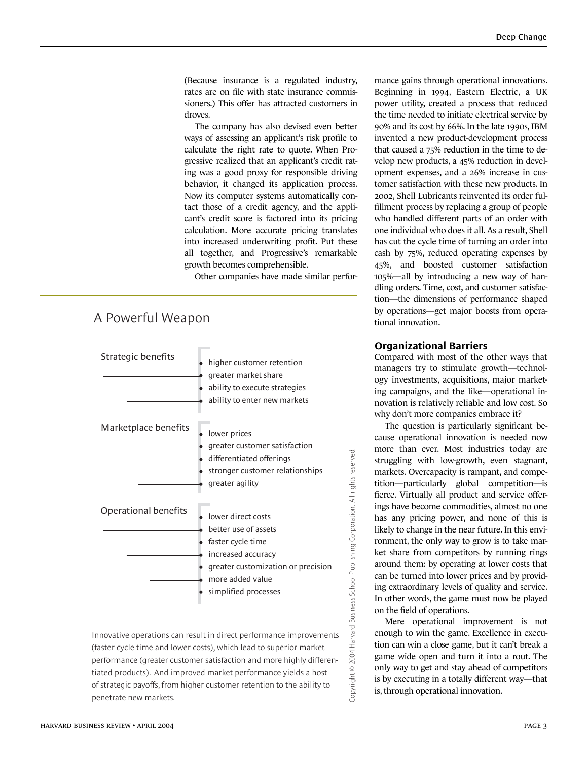(Because insurance is a regulated industry, rates are on file with state insurance commissioners.) This offer has attracted customers in droves.

The company has also devised even better ways of assessing an applicant's risk profile to calculate the right rate to quote. When Progressive realized that an applicant's credit rating was a good proxy for responsible driving behavior, it changed its application process. Now its computer systems automatically contact those of a credit agency, and the applicant's credit score is factored into its pricing calculation. More accurate pricing translates into increased underwriting profit. Put these all together, and Progressive's remarkable growth becomes comprehensible.

Other companies have made similar performance gains through operational innovations. Beginning in 1994, Eastern Electric, a UK power utility, created a process that reduced the time needed to initiate electrical service by 90% and its cost by 66%. In the late 1990s, IBM invented a new product-development process that caused a 75% reduction in the time to develop new products, a 45% reduction in development expenses, and a 26% increase in customer satisfaction with these new products. In 2002, Shell Lubricants reinvented its order fulfillment process by replacing a group of people who handled different parts of an order with one individual who does it all. As a result, Shell has cut the cycle time of turning an order into cash by 75%, reduced operating expenses by 45%, and boosted customer satisfaction 105%—all by introducing a new way of handling orders. Time, cost, and customer satisfaction—the dimensions of performance shaped by operations—get major boosts from operational innovation.

## A Powerful Weapon

**Strategic benefits**
- higher customer retention
- greater market share
- ability to execute strategies
- ability to enter new markets

**Marketplace benefits**
- lower prices
- greater customer satisfaction
- differentiated offerings
- stronger customer relationships
- greater agility

**Operational benefits**
- lower direct costs
- better use of assets
- faster cycle time
- increased accuracy
- greater customization or precision
- more added value
- simplified processes

Innovative operations can result in direct performance improvements (faster cycle time and lower costs), which lead to superior market performance (greater customer satisfaction and more highly differentiated products). And improved market performance yields a host of strategic payoffs, from higher customer retention to the ability to penetrate new markets.

### Organizational Barriers

Compared with most of the other ways that managers try to stimulate growth—technology investments, acquisitions, major marketing campaigns, and the like—operational innovation is relatively reliable and low cost. So why don't more companies embrace it?

The question is particularly significant because operational innovation is needed now more than ever. Most industries today are struggling with low-growth, even stagnant, markets. Overcapacity is rampant, and competition—particularly global competition—is fierce. Virtually all product and service offerings have become commodities, almost no one has any pricing power, and none of this is likely to change in the near future. In this environment, the only way to grow is to take market share from competitors by running rings around them: by operating at lower costs that can be turned into lower prices and by providing extraordinary levels of quality and service. In other words, the game must now be played on the field of operations.

Mere operational improvement is not enough to win the game. Excellence in execution can win a close game, but it can't break a game wide open and turn it into a rout. The only way to get and stay ahead of competitors is by executing in a totally different way—that is, through operational innovation.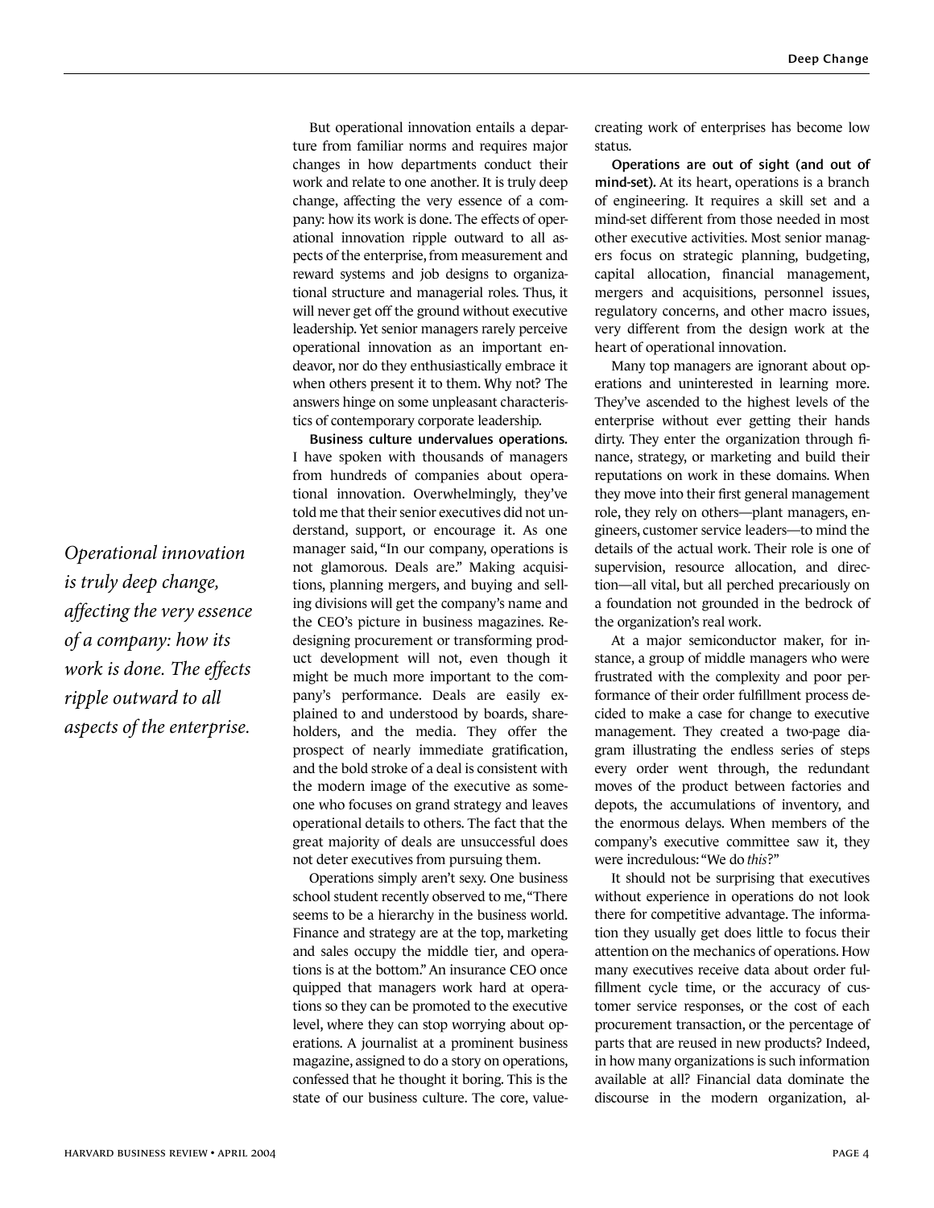*Operational innovation is truly deep change, affecting the very essence of a company: how its work is done. The effects ripple outward to all aspects of the enterprise.*

But operational innovation entails a departure from familiar norms and requires major changes in how departments conduct their work and relate to one another. It is truly deep change, affecting the very essence of a company: how its work is done. The effects of operational innovation ripple outward to all aspects of the enterprise, from measurement and reward systems and job designs to organizational structure and managerial roles. Thus, it will never get off the ground without executive leadership. Yet senior managers rarely perceive operational innovation as an important endeavor, nor do they enthusiastically embrace it when others present it to them. Why not? The answers hinge on some unpleasant characteristics of contemporary corporate leadership.

**Business culture undervalues operations.** I have spoken with thousands of managers from hundreds of companies about operational innovation. Overwhelmingly, they've told me that their senior executives did not understand, support, or encourage it. As one manager said, "In our company, operations is not glamorous. Deals are." Making acquisitions, planning mergers, and buying and selling divisions will get the company's name and the CEO's picture in business magazines. Redesigning procurement or transforming product development will not, even though it might be much more important to the company's performance. Deals are easily explained to and understood by boards, shareholders, and the media. They offer the prospect of nearly immediate gratification, and the bold stroke of a deal is consistent with the modern image of the executive as someone who focuses on grand strategy and leaves operational details to others. The fact that the great majority of deals are unsuccessful does not deter executives from pursuing them.

Operations simply aren't sexy. One business school student recently observed to me, "There seems to be a hierarchy in the business world. Finance and strategy are at the top, marketing and sales occupy the middle tier, and operations is at the bottom." An insurance CEO once quipped that managers work hard at operations so they can be promoted to the executive level, where they can stop worrying about operations. A journalist at a prominent business magazine, assigned to do a story on operations, confessed that he thought it boring. This is the state of our business culture. The core, value-creating work of enterprises has become low status.

**Operations are out of sight (and out of mind-set).** At its heart, operations is a branch of engineering. It requires a skill set and a mind-set different from those needed in most other executive activities. Most senior managers focus on strategic planning, budgeting, capital allocation, financial management, mergers and acquisitions, personnel issues, regulatory concerns, and other macro issues, very different from the design work at the heart of operational innovation.

Many top managers are ignorant about operations and uninterested in learning more. They've ascended to the highest levels of the enterprise without ever getting their hands dirty. They enter the organization through finance, strategy, or marketing and build their reputations on work in these domains. When they move into their first general management role, they rely on others—plant managers, engineers, customer service leaders—to mind the details of the actual work. Their role is one of supervision, resource allocation, and direction—all vital, but all perched precariously on a foundation not grounded in the bedrock of the organization's real work.

At a major semiconductor maker, for instance, a group of middle managers who were frustrated with the complexity and poor performance of their order fulfillment process decided to make a case for change to executive management. They created a two-page diagram illustrating the endless series of steps every order went through, the redundant moves of the product between factories and depots, the accumulations of inventory, and the enormous delays. When members of the company's executive committee saw it, they were incredulous: "We do *this*?"

It should not be surprising that executives without experience in operations do not look there for competitive advantage. The information they usually get does little to focus their attention on the mechanics of operations. How many executives receive data about order fulfillment cycle time, or the accuracy of customer service responses, or the cost of each procurement transaction, or the percentage of parts that are reused in new products? Indeed, in how many organizations is such information available at all? Financial data dominate the discourse in the modern organization, al-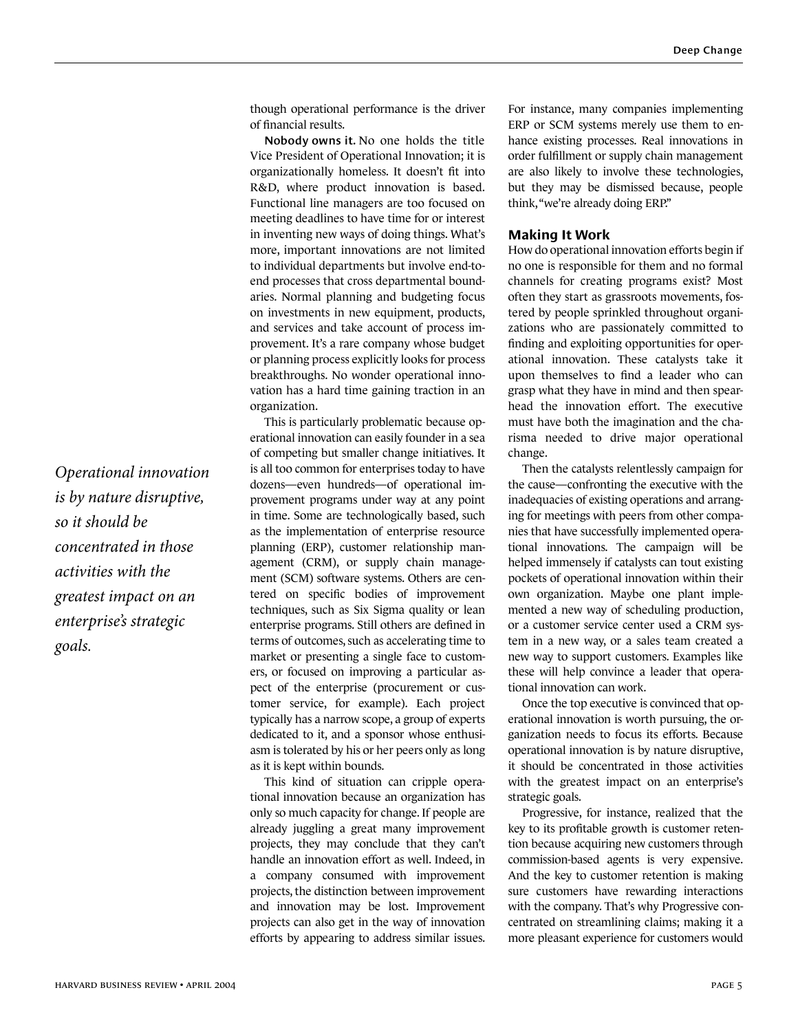though operational performance is the driver of financial results.

**Nobody owns it.** No one holds the title Vice President of Operational Innovation; it is organizationally homeless. It doesn't fit into R&D, where product innovation is based. Functional line managers are too focused on meeting deadlines to have time for or interest in inventing new ways of doing things. What's more, important innovations are not limited to individual departments but involve end-to-end processes that cross departmental boundaries. Normal planning and budgeting focus on investments in new equipment, products, and services and take account of process improvement. It's a rare company whose budget or planning process explicitly looks for process breakthroughs. No wonder operational innovation has a hard time gaining traction in an organization.

This is particularly problematic because operational innovation can easily founder in a sea of competing but smaller change initiatives. It is all too common for enterprises today to have dozens—even hundreds—of operational improvement programs under way at any point in time. Some are technologically based, such as the implementation of enterprise resource planning (ERP), customer relationship management (CRM), or supply chain management (SCM) software systems. Others are centered on specific bodies of improvement techniques, such as Six Sigma quality or lean enterprise programs. Still others are defined in terms of outcomes, such as accelerating time to market or presenting a single face to customers, or focused on improving a particular aspect of the enterprise (procurement or customer service, for example). Each project typically has a narrow scope, a group of experts dedicated to it, and a sponsor whose enthusiasm is tolerated by his or her peers only as long as it is kept within bounds.

This kind of situation can cripple operational innovation because an organization has only so much capacity for change. If people are already juggling a great many improvement projects, they may conclude that they can't handle an innovation effort as well. Indeed, in a company consumed with improvement projects, the distinction between improvement and innovation may be lost. Improvement projects can also get in the way of innovation efforts by appearing to address similar issues. For instance, many companies implementing ERP or SCM systems merely use them to enhance existing processes. Real innovations in order fulfillment or supply chain management are also likely to involve these technologies, but they may be dismissed because, people think, "we're already doing ERP."

## Making It Work

How do operational innovation efforts begin if no one is responsible for them and no formal channels for creating programs exist? Most often they start as grassroots movements, fostered by people sprinkled throughout organizations who are passionately committed to finding and exploiting opportunities for operational innovation. These catalysts take it upon themselves to find a leader who can grasp what they have in mind and then spearhead the innovation effort. The executive must have both the imagination and the charisma needed to drive major operational change.

Then the catalysts relentlessly campaign for the cause—confronting the executive with the inadequacies of existing operations and arranging for meetings with peers from other companies that have successfully implemented operational innovations. The campaign will be helped immensely if catalysts can tout existing pockets of operational innovation within their own organization. Maybe one plant implemented a new way of scheduling production, or a customer service center used a CRM system in a new way, or a sales team created a new way to support customers. Examples like these will help convince a leader that operational innovation can work.

Once the top executive is convinced that operational innovation is worth pursuing, the organization needs to focus its efforts. Because operational innovation is by nature disruptive, it should be concentrated in those activities with the greatest impact on an enterprise's strategic goals.

*Operational innovation is by nature disruptive, so it should be concentrated in those activities with the greatest impact on an enterprise's strategic goals.*

Progressive, for instance, realized that the key to its profitable growth is customer retention because acquiring new customers through commission-based agents is very expensive. And the key to customer retention is making sure customers have rewarding interactions with the company. That's why Progressive concentrated on streamlining claims; making it a more pleasant experience for customers would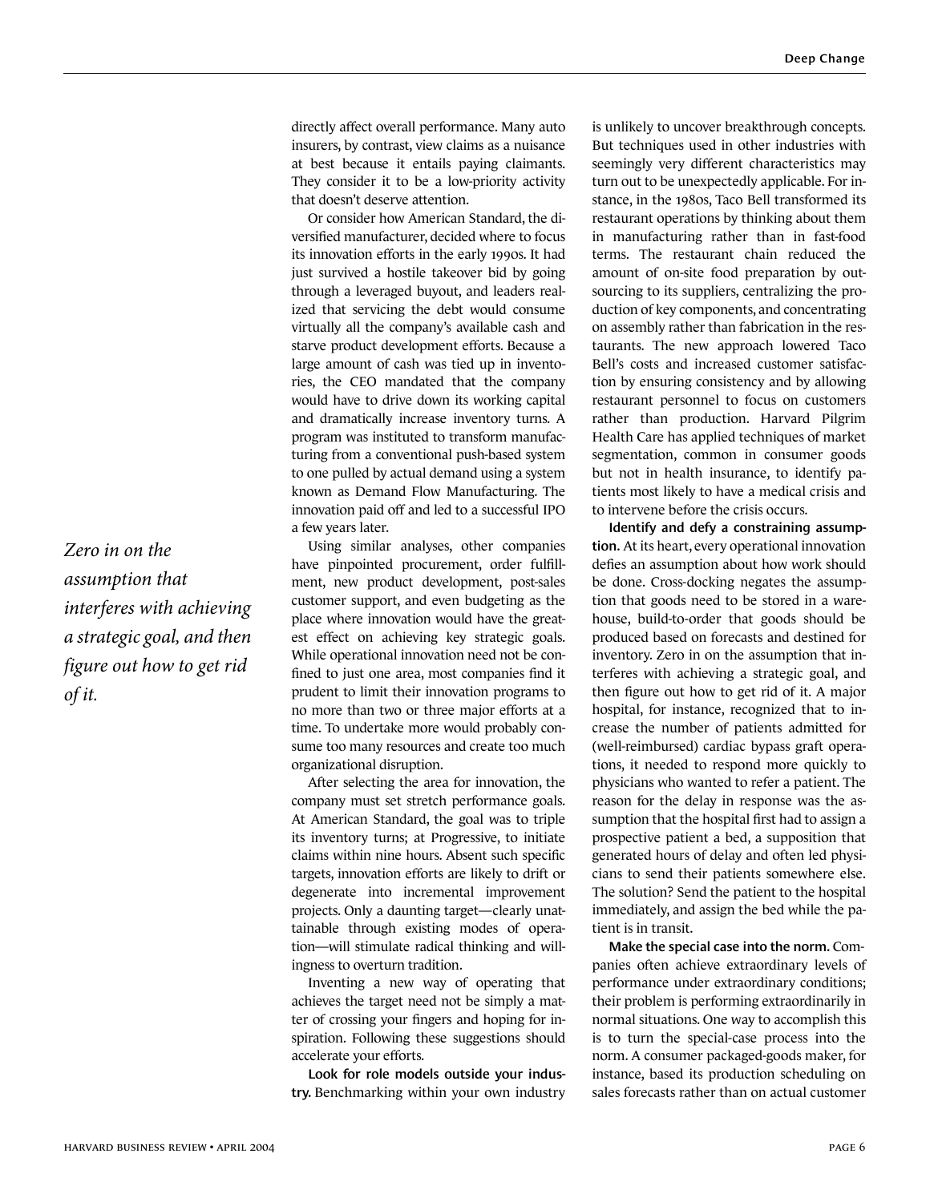directly affect overall performance. Many auto insurers, by contrast, view claims as a nuisance at best because it entails paying claimants. They consider it to be a low-priority activity that doesn't deserve attention.

Or consider how American Standard, the diversified manufacturer, decided where to focus its innovation efforts in the early 1990s. It had just survived a hostile takeover bid by going through a leveraged buyout, and leaders realized that servicing the debt would consume virtually all the company's available cash and starve product development efforts. Because a large amount of cash was tied up in inventories, the CEO mandated that the company would have to drive down its working capital and dramatically increase inventory turns. A program was instituted to transform manufacturing from a conventional push-based system to one pulled by actual demand using a system known as Demand Flow Manufacturing. The innovation paid off and led to a successful IPO a few years later.

Using similar analyses, other companies have pinpointed procurement, order fulfillment, new product development, post-sales customer support, and even budgeting as the place where innovation would have the greatest effect on achieving key strategic goals. While operational innovation need not be confined to just one area, most companies find it prudent to limit their innovation programs to no more than two or three major efforts at a time. To undertake more would probably consume too many resources and create too much organizational disruption.

After selecting the area for innovation, the company must set stretch performance goals. At American Standard, the goal was to triple its inventory turns; at Progressive, to initiate claims within nine hours. Absent such specific targets, innovation efforts are likely to drift or degenerate into incremental improvement projects. Only a daunting target—clearly unattainable through existing modes of operation—will stimulate radical thinking and willingness to overturn tradition.

Inventing a new way of operating that achieves the target need not be simply a matter of crossing your fingers and hoping for inspiration. Following these suggestions should accelerate your efforts.

**Look for role models outside your industry.** Benchmarking within your own industry is unlikely to uncover breakthrough concepts. But techniques used in other industries with seemingly very different characteristics may turn out to be unexpectedly applicable. For instance, in the 1980s, Taco Bell transformed its restaurant operations by thinking about them in manufacturing rather than in fast-food terms. The restaurant chain reduced the amount of on-site food preparation by outsourcing to its suppliers, centralizing the production of key components, and concentrating on assembly rather than fabrication in the restaurants. The new approach lowered Taco Bell's costs and increased customer satisfaction by ensuring consistency and by allowing restaurant personnel to focus on customers rather than production. Harvard Pilgrim Health Care has applied techniques of market segmentation, common in consumer goods but not in health insurance, to identify patients most likely to have a medical crisis and to intervene before the crisis occurs.

**Identify and defy a constraining assumption.** At its heart, every operational innovation defies an assumption about how work should be done. Cross-docking negates the assumption that goods need to be stored in a warehouse, build-to-order that goods should be produced based on forecasts and destined for inventory. Zero in on the assumption that interferes with achieving a strategic goal, and then figure out how to get rid of it. A major hospital, for instance, recognized that to increase the number of patients admitted for (well-reimbursed) cardiac bypass graft operations, it needed to respond more quickly to physicians who wanted to refer a patient. The reason for the delay in response was the assumption that the hospital first had to assign a prospective patient a bed, a supposition that generated hours of delay and often led physicians to send their patients somewhere else. The solution? Send the patient to the hospital immediately, and assign the bed while the patient is in transit.

*Zero in on the assumption that interferes with achieving a strategic goal, and then figure out how to get rid of it.*

**Make the special case into the norm.** Companies often achieve extraordinary levels of performance under extraordinary conditions; their problem is performing extraordinarily in normal situations. One way to accomplish this is to turn the special-case process into the norm. A consumer packaged-goods maker, for instance, based its production scheduling on sales forecasts rather than on actual customer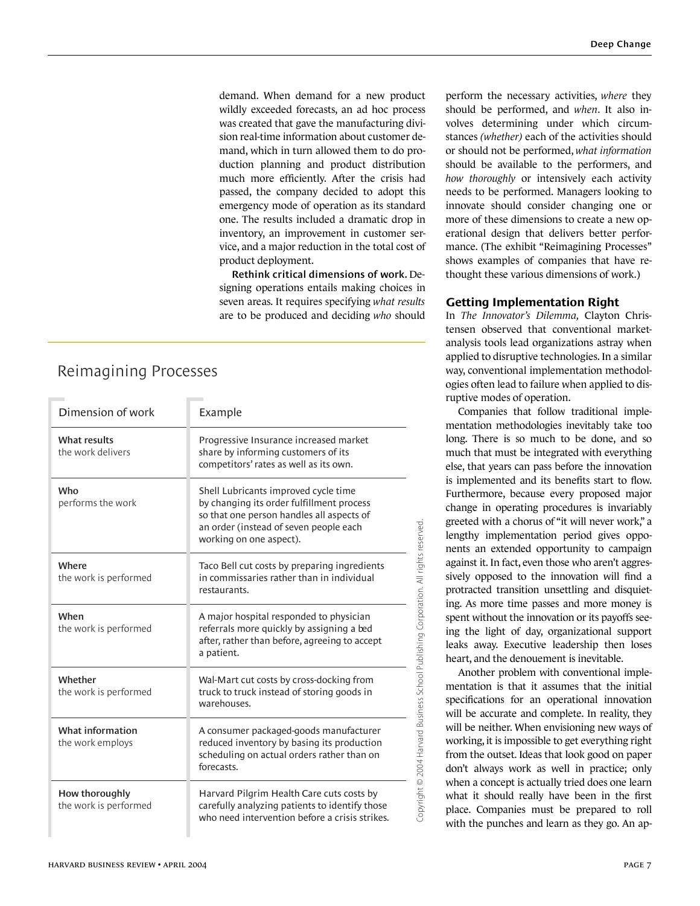demand. When demand for a new product wildly exceeded forecasts, an ad hoc process was created that gave the manufacturing division real-time information about customer demand, which in turn allowed them to do production planning and product distribution much more efficiently. After the crisis had passed, the company decided to adopt this emergency mode of operation as its standard one. The results included a dramatic drop in inventory, an improvement in customer service, and a major reduction in the total cost of product deployment.

**Rethink critical dimensions of work.** Designing operations entails making choices in seven areas. It requires specifying *what results* are to be produced and deciding *who* should perform the necessary activities, *where* they should be performed, and *when*. It also involves determining under which circumstances *(whether)* each of the activities should or should not be performed, *what information* should be available to the performers, and *how thoroughly* or intensively each activity needs to be performed. Managers looking to innovate should consider changing one or more of these dimensions to create a new operational design that delivers better performance. (The exhibit "Reimagining Processes" shows examples of companies that have rethought these various dimensions of work.)

## Reimagining Processes

| Dimension of work | Example |
|---|---|
| **What results** the work delivers | Progressive Insurance increased market share by informing customers of its competitors' rates as well as its own. |
| **Who** performs the work | Shell Lubricants improved cycle time by changing its order fulfillment process so that one person handles all aspects of an order (instead of seven people each working on one aspect). |
| **Where** the work is performed | Taco Bell cut costs by preparing ingredients in commissaries rather than in individual restaurants. |
| **When** the work is performed | A major hospital responded to physician referrals more quickly by assigning a bed after, rather than before, agreeing to accept a patient. |
| **Whether** the work is performed | Wal-Mart cut costs by cross-docking from truck to truck instead of storing goods in warehouses. |
| **What information** the work employs | A consumer packaged-goods manufacturer reduced inventory by basing its production scheduling on actual orders rather than on forecasts. |
| **How thoroughly** the work is performed | Harvard Pilgrim Health Care cuts costs by carefully analyzing patients to identify those who need intervention before a crisis strikes. |

## Getting Implementation Right

In *The Innovator's Dilemma,* Clayton Christensen observed that conventional market-analysis tools lead organizations astray when applied to disruptive technologies. In a similar way, conventional implementation methodologies often lead to failure when applied to disruptive modes of operation.

Companies that follow traditional implementation methodologies inevitably take too long. There is so much to be done, and so much that must be integrated with everything else, that years can pass before the innovation is implemented and its benefits start to flow. Furthermore, because every proposed major change in operating procedures is invariably greeted with a chorus of "it will never work," a lengthy implementation period gives opponents an extended opportunity to campaign against it. In fact, even those who aren't aggressively opposed to the innovation will find a protracted transition unsettling and disquieting. As more time passes and more money is spent without the innovation or its payoffs seeing the light of day, organizational support leaks away. Executive leadership then loses heart, and the denouement is inevitable.

Another problem with conventional implementation is that it assumes that the initial specifications for an operational innovation will be accurate and complete. In reality, they will be neither. When envisioning new ways of working, it is impossible to get everything right from the outset. Ideas that look good on paper don't always work as well in practice; only when a concept is actually tried does one learn what it should really have been in the first place. Companies must be prepared to roll with the punches and learn as they go. An ap-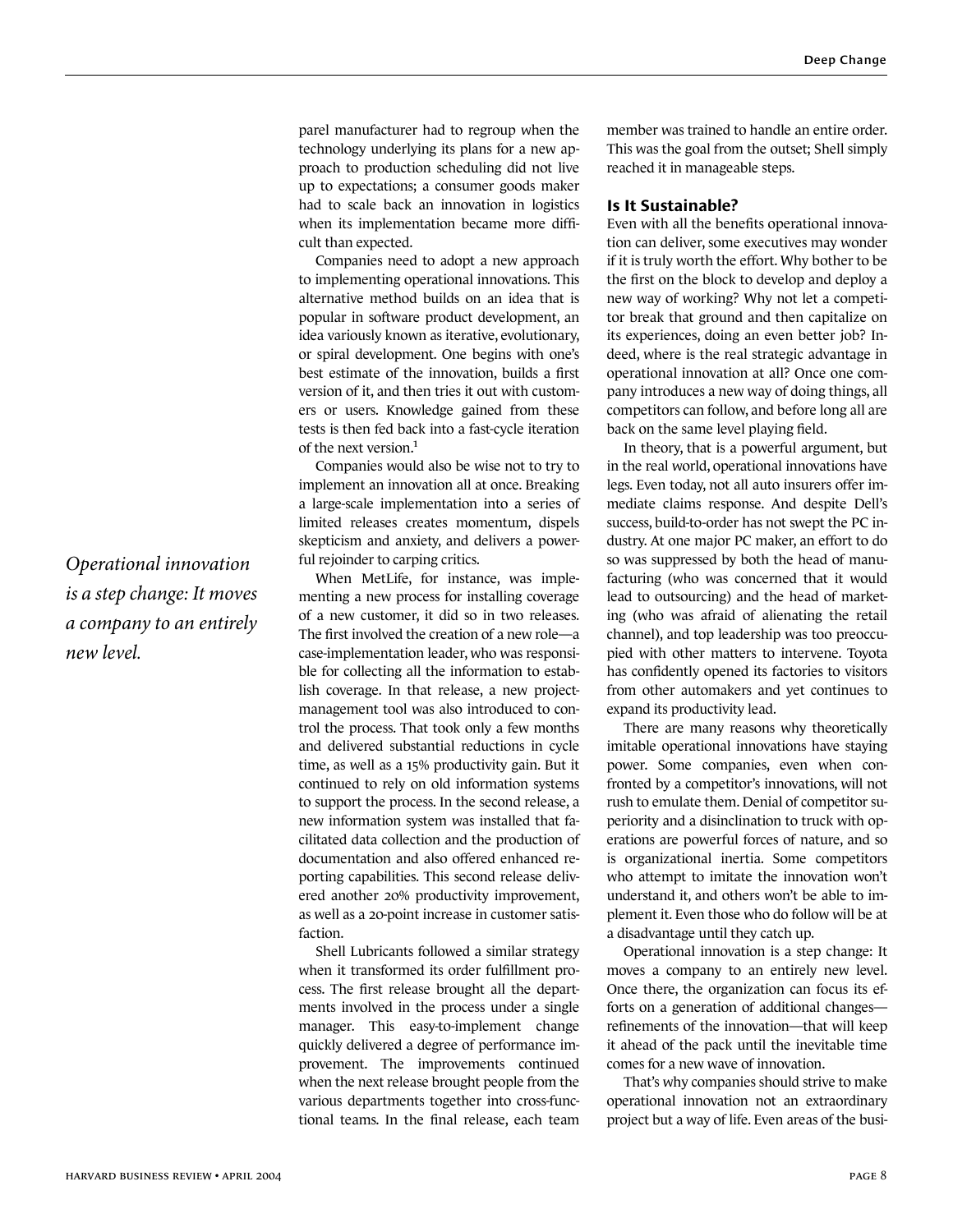parel manufacturer had to regroup when the technology underlying its plans for a new approach to production scheduling did not live up to expectations; a consumer goods maker had to scale back an innovation in logistics when its implementation became more difficult than expected.

Companies need to adopt a new approach to implementing operational innovations. This alternative method builds on an idea that is popular in software product development, an idea variously known as iterative, evolutionary, or spiral development. One begins with one's best estimate of the innovation, builds a first version of it, and then tries it out with customers or users. Knowledge gained from these tests is then fed back into a fast-cycle iteration of the next version.[1]

Companies would also be wise not to try to implement an innovation all at once. Breaking a large-scale implementation into a series of limited releases creates momentum, dispels skepticism and anxiety, and delivers a powerful rejoinder to carping critics.

*Operational innovation is a step change: It moves a company to an entirely new level.*

When MetLife, for instance, was implementing a new process for installing coverage of a new customer, it did so in two releases. The first involved the creation of a new role—a case-implementation leader, who was responsible for collecting all the information to establish coverage. In that release, a new project-management tool was also introduced to control the process. That took only a few months and delivered substantial reductions in cycle time, as well as a 15% productivity gain. But it continued to rely on old information systems to support the process. In the second release, a new information system was installed that facilitated data collection and the production of documentation and also offered enhanced reporting capabilities. This second release delivered another 20% productivity improvement, as well as a 20-point increase in customer satisfaction.

Shell Lubricants followed a similar strategy when it transformed its order fulfillment process. The first release brought all the departments involved in the process under a single manager. This easy-to-implement change quickly delivered a degree of performance improvement. The improvements continued when the next release brought people from the various departments together into cross-functional teams. In the final release, each team member was trained to handle an entire order. This was the goal from the outset; Shell simply reached it in manageable steps.

## Is It Sustainable?

Even with all the benefits operational innovation can deliver, some executives may wonder if it is truly worth the effort. Why bother to be the first on the block to develop and deploy a new way of working? Why not let a competitor break that ground and then capitalize on its experiences, doing an even better job? Indeed, where is the real strategic advantage in operational innovation at all? Once one company introduces a new way of doing things, all competitors can follow, and before long all are back on the same level playing field.

In theory, that is a powerful argument, but in the real world, operational innovations have legs. Even today, not all auto insurers offer immediate claims response. And despite Dell's success, build-to-order has not swept the PC industry. At one major PC maker, an effort to do so was suppressed by both the head of manufacturing (who was concerned that it would lead to outsourcing) and the head of marketing (who was afraid of alienating the retail channel), and top leadership was too preoccupied with other matters to intervene. Toyota has confidently opened its factories to visitors from other automakers and yet continues to expand its productivity lead.

There are many reasons why theoretically imitable operational innovations have staying power. Some companies, even when confronted by a competitor's innovations, will not rush to emulate them. Denial of competitor superiority and a disinclination to truck with operations are powerful forces of nature, and so is organizational inertia. Some competitors who attempt to imitate the innovation won't understand it, and others won't be able to implement it. Even those who do follow will be at a disadvantage until they catch up.

Operational innovation is a step change: It moves a company to an entirely new level. Once there, the organization can focus its efforts on a generation of additional changes—refinements of the innovation—that will keep it ahead of the pack until the inevitable time comes for a new wave of innovation.

That's why companies should strive to make operational innovation not an extraordinary project but a way of life. Even areas of the busi-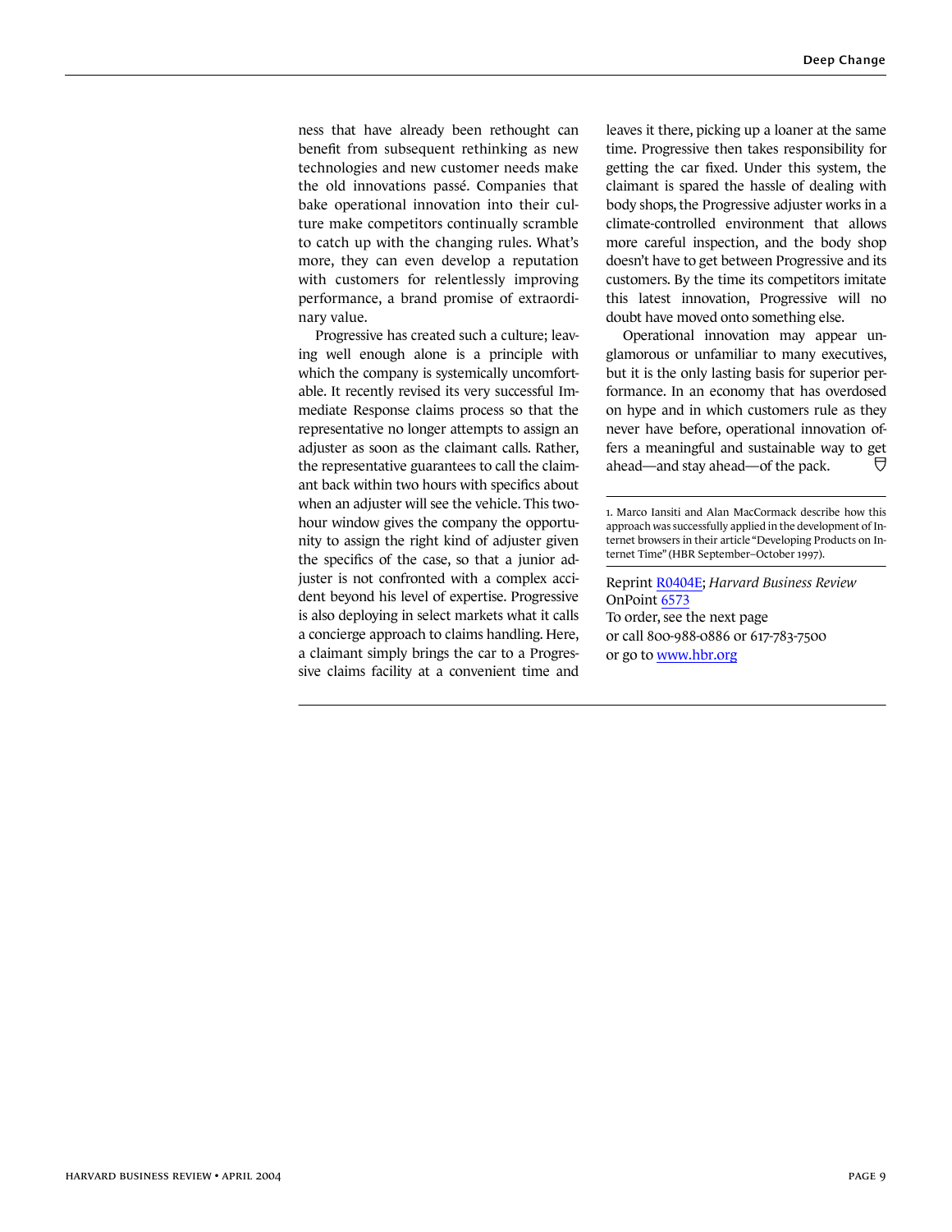ness that have already been rethought can benefit from subsequent rethinking as new technologies and new customer needs make the old innovations passé. Companies that bake operational innovation into their culture make competitors continually scramble to catch up with the changing rules. What's more, they can even develop a reputation with customers for relentlessly improving performance, a brand promise of extraordinary value.

Progressive has created such a culture; leaving well enough alone is a principle with which the company is systemically uncomfortable. It recently revised its very successful Immediate Response claims process so that the representative no longer attempts to assign an adjuster as soon as the claimant calls. Rather, the representative guarantees to call the claimant back within two hours with specifics about when an adjuster will see the vehicle. This two-hour window gives the company the opportunity to assign the right kind of adjuster given the specifics of the case, so that a junior adjuster is not confronted with a complex accident beyond his level of expertise. Progressive is also deploying in select markets what it calls a concierge approach to claims handling. Here, a claimant simply brings the car to a Progressive claims facility at a convenient time and leaves it there, picking up a loaner at the same time. Progressive then takes responsibility for getting the car fixed. Under this system, the claimant is spared the hassle of dealing with body shops, the Progressive adjuster works in a climate-controlled environment that allows more careful inspection, and the body shop doesn't have to get between Progressive and its customers. By the time its competitors imitate this latest innovation, Progressive will no doubt have moved onto something else.

Operational innovation may appear unglamorous or unfamiliar to many executives, but it is the only lasting basis for superior performance. In an economy that has overdosed on hype and in which customers rule as they never have before, operational innovation offers a meaningful and sustainable way to get ahead—and stay ahead—of the pack.

---

1. Marco Iansiti and Alan MacCormack describe how this approach was successfully applied in the development of Internet browsers in their article "Developing Products on Internet Time" (HBR September–October 1997).

---

Reprint R0404E; *Harvard Business Review* OnPoint 6573
To order, see the next page
or call 800-988-0886 or 617-783-7500
or go to www.hbr.org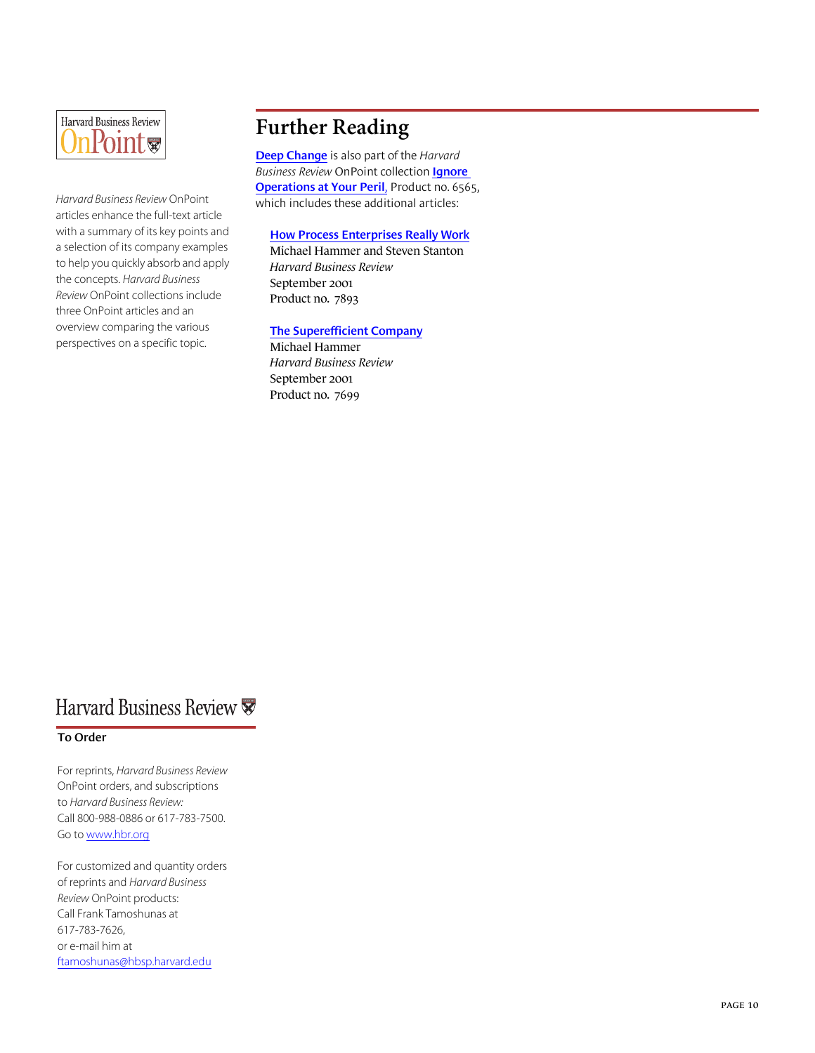Harvard Business Review OnPoint

*Harvard Business Review* OnPoint articles enhance the full-text article with a summary of its key points and a selection of its company examples to help you quickly absorb and apply the concepts. *Harvard Business Review* OnPoint collections include three OnPoint articles and an overview comparing the various perspectives on a specific topic.

# Further Reading

**Deep Change** is also part of the *Harvard Business Review* OnPoint collection **Ignore Operations at Your Peril**, Product no. 6565, which includes these additional articles:

**How Process Enterprises Really Work**
Michael Hammer and Steven Stanton
*Harvard Business Review*
September 2001
Product no. 7893

**The Superefficient Company**
Michael Hammer
*Harvard Business Review*
September 2001
Product no. 7699

Harvard Business Review

**To Order**

For reprints, *Harvard Business Review* OnPoint orders, and subscriptions to *Harvard Business Review*:
Call 800-988-0886 or 617-783-7500.
Go to www.hbr.org

For customized and quantity orders of reprints and *Harvard Business Review* OnPoint products:
Call Frank Tamoshunas at 617-783-7626,
or e-mail him at ftamoshunas@hbsp.harvard.edu